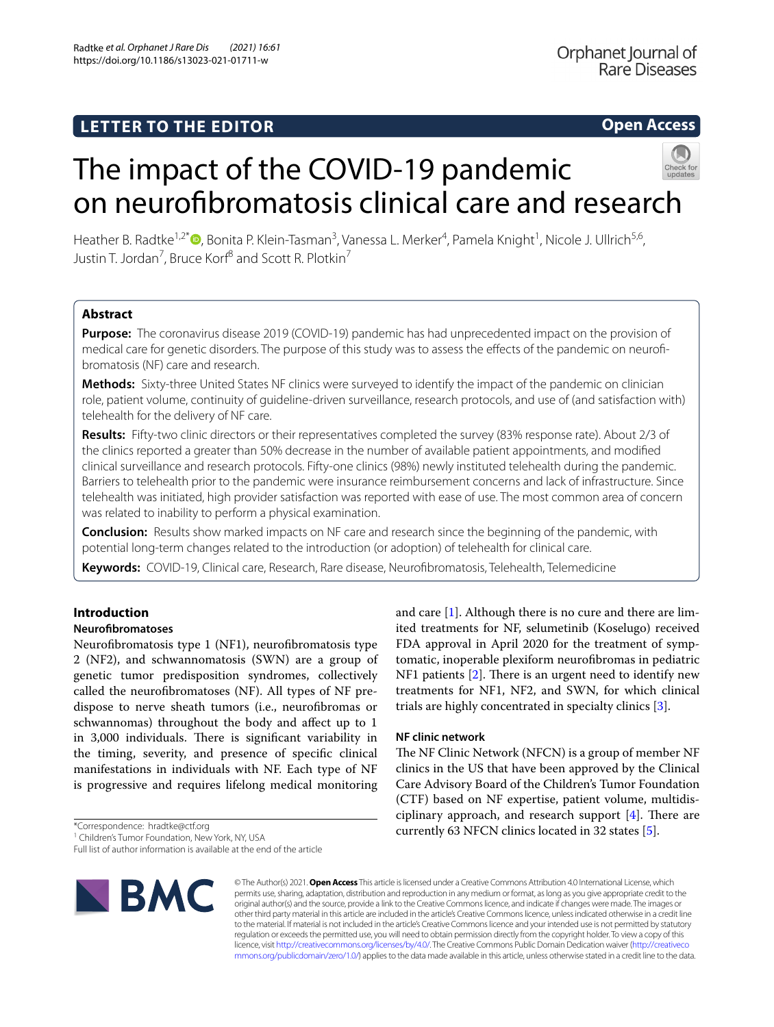LETTER TO THE EDITOR

Open Access

# The impact of the COVID-19 pandemic on neurofibromatosis clinical care and research

Heather B. Radtke[1,2*], Bonita P. Klein-Tasman[3], Vanessa L. Merker[4], Pamela Knight[1], Nicole J. Ullrich[5,6], Justin T. Jordan[7], Bruce Korf[8] and Scott R. Plotkin[7]

## Abstract

**Purpose:** The coronavirus disease 2019 (COVID-19) pandemic has had unprecedented impact on the provision of medical care for genetic disorders. The purpose of this study was to assess the effects of the pandemic on neurofibromatosis (NF) care and research.

**Methods:** Sixty-three United States NF clinics were surveyed to identify the impact of the pandemic on clinician role, patient volume, continuity of guideline-driven surveillance, research protocols, and use of (and satisfaction with) telehealth for the delivery of NF care.

**Results:** Fifty-two clinic directors or their representatives completed the survey (83% response rate). About 2/3 of the clinics reported a greater than 50% decrease in the number of available patient appointments, and modified clinical surveillance and research protocols. Fifty-one clinics (98%) newly instituted telehealth during the pandemic. Barriers to telehealth prior to the pandemic were insurance reimbursement concerns and lack of infrastructure. Since telehealth was initiated, high provider satisfaction was reported with ease of use. The most common area of concern was related to inability to perform a physical examination.

**Conclusion:** Results show marked impacts on NF care and research since the beginning of the pandemic, with potential long-term changes related to the introduction (or adoption) of telehealth for clinical care.

**Keywords:** COVID-19, Clinical care, Research, Rare disease, Neurofibromatosis, Telehealth, Telemedicine

## Introduction

### Neurofibromatoses

Neurofibromatosis type 1 (NF1), neurofibromatosis type 2 (NF2), and schwannomatosis (SWN) are a group of genetic tumor predisposition syndromes, collectively called the neurofibromatoses (NF). All types of NF predispose to nerve sheath tumors (i.e., neurofibromas or schwannomas) throughout the body and affect up to 1 in 3,000 individuals. There is significant variability in the timing, severity, and presence of specific clinical manifestations in individuals with NF. Each type of NF is progressive and requires lifelong medical monitoring and care [1]. Although there is no cure and there are limited treatments for NF, selumetinib (Koselugo) received FDA approval in April 2020 for the treatment of symptomatic, inoperable plexiform neurofibromas in pediatric NF1 patients [2]. There is an urgent need to identify new treatments for NF1, NF2, and SWN, for which clinical trials are highly concentrated in specialty clinics [3].

### NF clinic network

The NF Clinic Network (NFCN) is a group of member NF clinics in the US that have been approved by the Clinical Care Advisory Board of the Children's Tumor Foundation (CTF) based on NF expertise, patient volume, multidisciplinary approach, and research support [4]. There are currently 63 NFCN clinics located in 32 states [5].

*Correspondence: hradtke@ctf.org
[1] Children's Tumor Foundation, New York, NY, USA
Full list of author information is available at the end of the article

© The Author(s) 2021. **Open Access** This article is licensed under a Creative Commons Attribution 4.0 International License, which permits use, sharing, adaptation, distribution and reproduction in any medium or format, as long as you give appropriate credit to the original author(s) and the source, provide a link to the Creative Commons licence, and indicate if changes were made. The images or other third party material in this article are included in the article's Creative Commons licence, unless indicated otherwise in a credit line to the material. If material is not included in the article's Creative Commons licence and your intended use is not permitted by statutory regulation or exceeds the permitted use, you will need to obtain permission directly from the copyright holder. To view a copy of this licence, visit http://creativecommons.org/licenses/by/4.0/. The Creative Commons Public Domain Dedication waiver (http://creativecommons.org/publicdomain/zero/1.0/) applies to the data made available in this article, unless otherwise stated in a credit line to the data.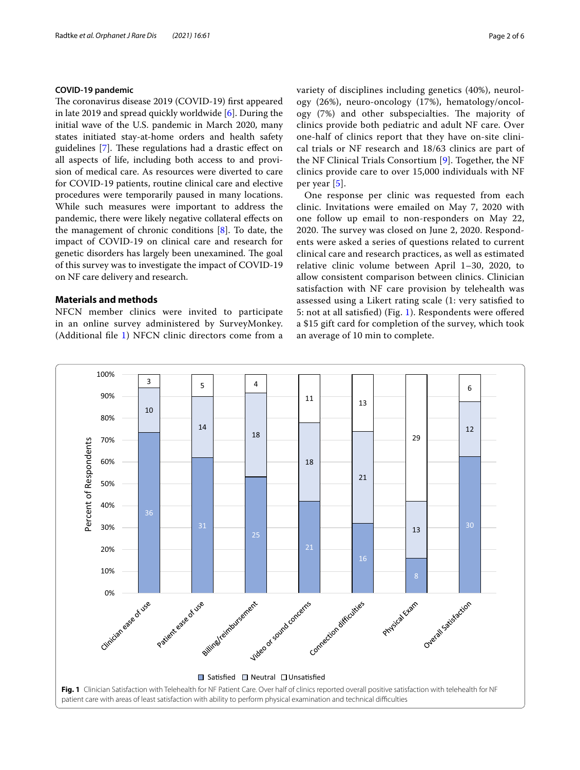### COVID-19 pandemic

The coronavirus disease 2019 (COVID-19) first appeared in late 2019 and spread quickly worldwide [6]. During the initial wave of the U.S. pandemic in March 2020, many states initiated stay-at-home orders and health safety guidelines [7]. These regulations had a drastic effect on all aspects of life, including both access to and provision of medical care. As resources were diverted to care for COVID-19 patients, routine clinical care and elective procedures were temporarily paused in many locations. While such measures were important to address the pandemic, there were likely negative collateral effects on the management of chronic conditions [8]. To date, the impact of COVID-19 on clinical care and research for genetic disorders has largely been unexamined. The goal of this survey was to investigate the impact of COVID-19 on NF care delivery and research.

## Materials and methods

NFCN member clinics were invited to participate in an online survey administered by SurveyMonkey. (Additional file 1) NFCN clinic directors come from a variety of disciplines including genetics (40%), neurology (26%), neuro-oncology (17%), hematology/oncology (7%) and other subspecialties. The majority of clinics provide both pediatric and adult NF care. Over one-half of clinics report that they have on-site clinical trials or NF research and 18/63 clinics are part of the NF Clinical Trials Consortium [9]. Together, the NF clinics provide care to over 15,000 individuals with NF per year [5].

One response per clinic was requested from each clinic. Invitations were emailed on May 7, 2020 with one follow up email to non-responders on May 22, 2020. The survey was closed on June 2, 2020. Respondents were asked a series of questions related to current clinical care and research practices, as well as estimated relative clinic volume between April 1–30, 2020, to allow consistent comparison between clinics. Clinician satisfaction with NF care provision by telehealth was assessed using a Likert rating scale (1: very satisfied to 5: not at all satisfied) (Fig. 1). Respondents were offered a $15 gift card for completion of the survey, which took an average of 10 min to complete.

| | Satisfied | Neutral | Unsatisfied |
|---|---|---|---|
| Clinician ease of use | 36 | 10 | 3 |
| Patient ease of use | 31 | 14 | 5 |
| Billing/reimbursement | 25 | 18 | 4 |
| Video or sound concerns | 21 | 18 | 11 |
| Connection difficulties | 16 | 21 | 13 |
| Physical Exam | 8 | 13 | 29 |
| Overall Satisfaction | 30 | 12 | 6 |

**Fig. 1** Clinician Satisfaction with Telehealth for NF Patient Care. Over half of clinics reported overall positive satisfaction with telehealth for NF patient care with areas of least satisfaction with ability to perform physical examination and technical difficulties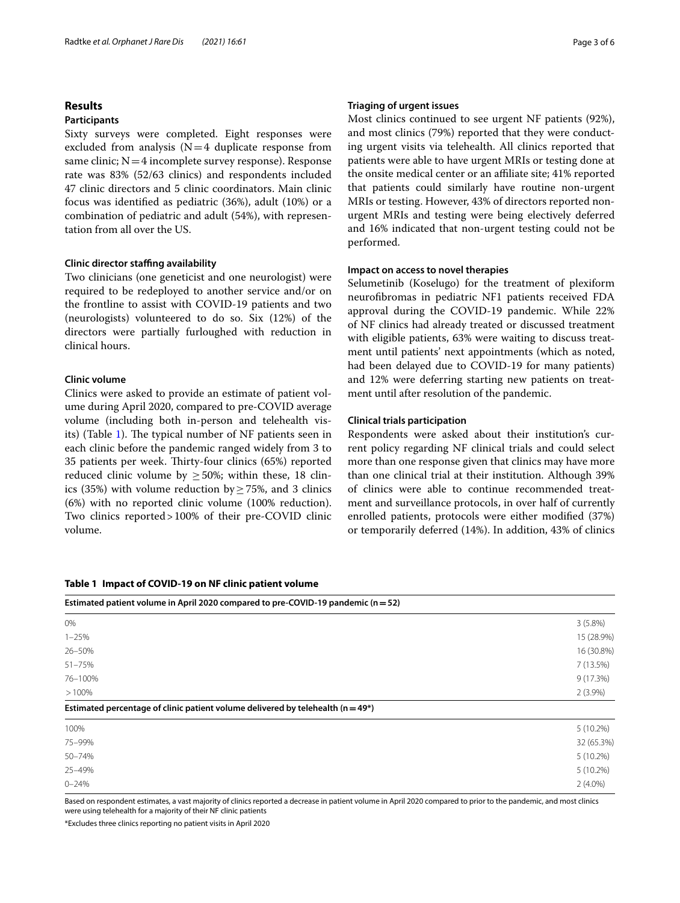## Results

### Participants

Sixty surveys were completed. Eight responses were excluded from analysis (N = 4 duplicate response from same clinic; N = 4 incomplete survey response). Response rate was 83% (52/63 clinics) and respondents included 47 clinic directors and 5 clinic coordinators. Main clinic focus was identified as pediatric (36%), adult (10%) or a combination of pediatric and adult (54%), with representation from all over the US.

### Clinic director staffing availability

Two clinicians (one geneticist and one neurologist) were required to be redeployed to another service and/or on the frontline to assist with COVID-19 patients and two (neurologists) volunteered to do so. Six (12%) of the directors were partially furloughed with reduction in clinical hours.

### Clinic volume

Clinics were asked to provide an estimate of patient volume during April 2020, compared to pre-COVID average volume (including both in-person and telehealth visits) (Table 1). The typical number of NF patients seen in each clinic before the pandemic ranged widely from 3 to 35 patients per week. Thirty-four clinics (65%) reported reduced clinic volume by ≥ 50%; within these, 18 clinics (35%) with volume reduction by ≥ 75%, and 3 clinics (6%) with no reported clinic volume (100% reduction). Two clinics reported > 100% of their pre-COVID clinic volume.

### Triaging of urgent issues

Most clinics continued to see urgent NF patients (92%), and most clinics (79%) reported that they were conducting urgent visits via telehealth. All clinics reported that patients were able to have urgent MRIs or testing done at the onsite medical center or an affiliate site; 41% reported that patients could similarly have routine non-urgent MRIs or testing. However, 43% of directors reported non-urgent MRIs and testing were being electively deferred and 16% indicated that non-urgent testing could not be performed.

### Impact on access to novel therapies

Selumetinib (Koselugo) for the treatment of plexiform neurofibromas in pediatric NF1 patients received FDA approval during the COVID-19 pandemic. While 22% of NF clinics had already treated or discussed treatment with eligible patients, 63% were waiting to discuss treatment until patients' next appointments (which as noted, had been delayed due to COVID-19 for many patients) and 12% were deferring starting new patients on treatment until after resolution of the pandemic.

### Clinical trials participation

Respondents were asked about their institution's current policy regarding NF clinical trials and could select more than one response given that clinics may have more than one clinical trial at their institution. Although 39% of clinics were able to continue recommended treatment and surveillance protocols, in over half of currently enrolled patients, protocols were either modified (37%) or temporarily deferred (14%). In addition, 43% of clinics

**Table 1 Impact of COVID-19 on NF clinic patient volume**

| Estimated patient volume in April 2020 compared to pre-COVID-19 pandemic (n = 52) | |
|---|---|
| 0% | 3 (5.8%) |
| 1–25% | 15 (28.9%) |
| 26–50% | 16 (30.8%) |
| 51–75% | 7 (13.5%) |
| 76–100% | 9 (17.3%) |
| > 100% | 2 (3.9%) |
| **Estimated percentage of clinic patient volume delivered by telehealth (n = 49\*)** | |
| 100% | 5 (10.2%) |
| 75–99% | 32 (65.3%) |
| 50–74% | 5 (10.2%) |
| 25–49% | 5 (10.2%) |
| 0–24% | 2 (4.0%) |

Based on respondent estimates, a vast majority of clinics reported a decrease in patient volume in April 2020 compared to prior to the pandemic, and most clinics were using telehealth for a majority of their NF clinic patients

\*Excludes three clinics reporting no patient visits in April 2020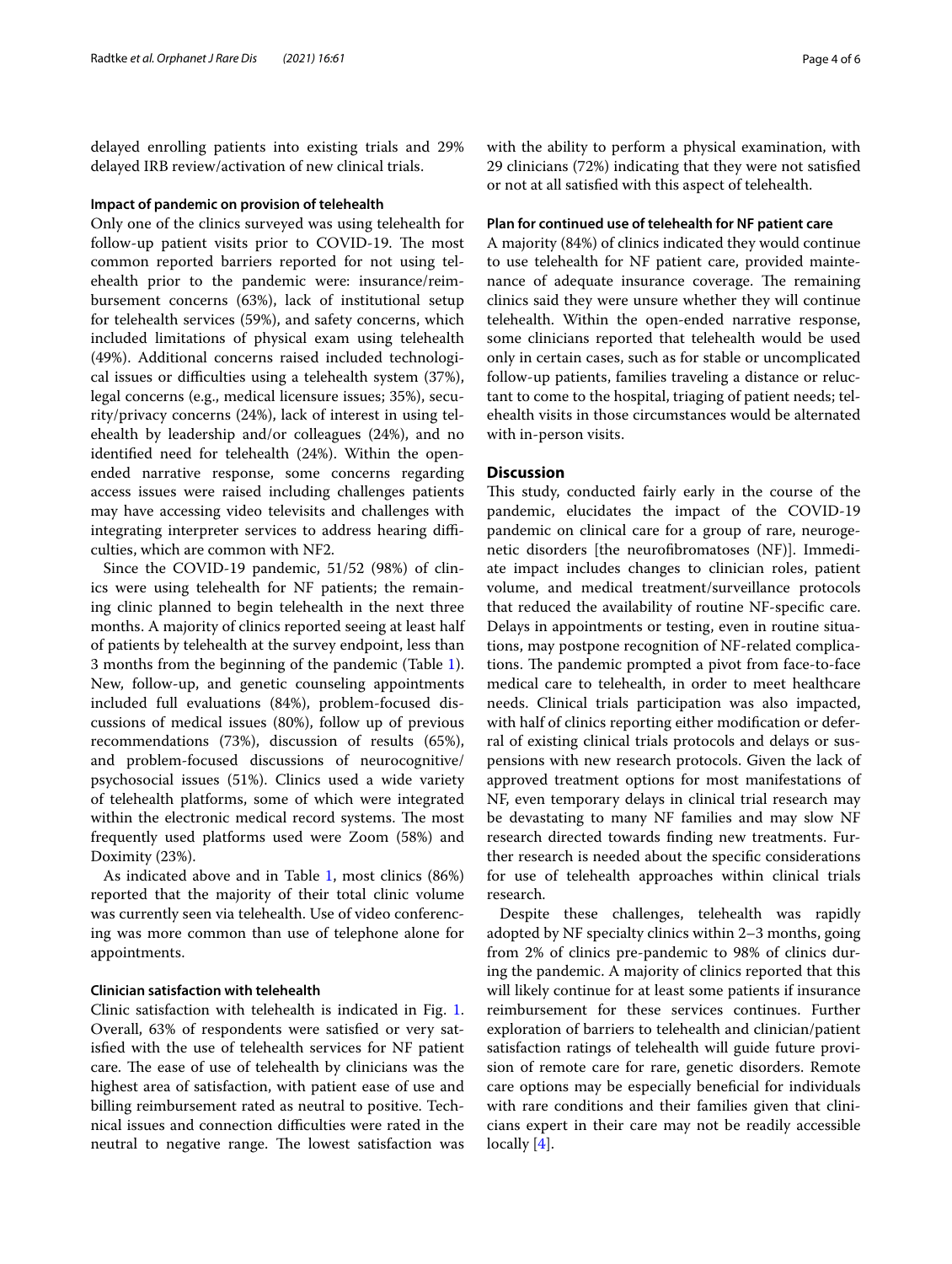delayed enrolling patients into existing trials and 29% delayed IRB review/activation of new clinical trials.

### Impact of pandemic on provision of telehealth

Only one of the clinics surveyed was using telehealth for follow-up patient visits prior to COVID-19. The most common reported barriers reported for not using telehealth prior to the pandemic were: insurance/reimbursement concerns (63%), lack of institutional setup for telehealth services (59%), and safety concerns, which included limitations of physical exam using telehealth (49%). Additional concerns raised included technological issues or difficulties using a telehealth system (37%), legal concerns (e.g., medical licensure issues; 35%), security/privacy concerns (24%), lack of interest in using telehealth by leadership and/or colleagues (24%), and no identified need for telehealth (24%). Within the open-ended narrative response, some concerns regarding access issues were raised including challenges patients may have accessing video televisits and challenges with integrating interpreter services to address hearing difficulties, which are common with NF2.

Since the COVID-19 pandemic, 51/52 (98%) of clinics were using telehealth for NF patients; the remaining clinic planned to begin telehealth in the next three months. A majority of clinics reported seeing at least half of patients by telehealth at the survey endpoint, less than 3 months from the beginning of the pandemic (Table 1). New, follow-up, and genetic counseling appointments included full evaluations (84%), problem-focused discussions of medical issues (80%), follow up of previous recommendations (73%), discussion of results (65%), and problem-focused discussions of neurocognitive/psychosocial issues (51%). Clinics used a wide variety of telehealth platforms, some of which were integrated within the electronic medical record systems. The most frequently used platforms used were Zoom (58%) and Doximity (23%).

As indicated above and in Table 1, most clinics (86%) reported that the majority of their total clinic volume was currently seen via telehealth. Use of video conferencing was more common than use of telephone alone for appointments.

### Clinician satisfaction with telehealth

Clinic satisfaction with telehealth is indicated in Fig. 1. Overall, 63% of respondents were satisfied or very satisfied with the use of telehealth services for NF patient care. The ease of use of telehealth by clinicians was the highest area of satisfaction, with patient ease of use and billing reimbursement rated as neutral to positive. Technical issues and connection difficulties were rated in the neutral to negative range. The lowest satisfaction was with the ability to perform a physical examination, with 29 clinicians (72%) indicating that they were not satisfied or not at all satisfied with this aspect of telehealth.

### Plan for continued use of telehealth for NF patient care

A majority (84%) of clinics indicated they would continue to use telehealth for NF patient care, provided maintenance of adequate insurance coverage. The remaining clinics said they were unsure whether they will continue telehealth. Within the open-ended narrative response, some clinicians reported that telehealth would be used only in certain cases, such as for stable or uncomplicated follow-up patients, families traveling a distance or reluctant to come to the hospital, triaging of patient needs; telehealth visits in those circumstances would be alternated with in-person visits.

## Discussion

This study, conducted fairly early in the course of the pandemic, elucidates the impact of the COVID-19 pandemic on clinical care for a group of rare, neurogenetic disorders [the neurofibromatoses (NF)]. Immediate impact includes changes to clinician roles, patient volume, and medical treatment/surveillance protocols that reduced the availability of routine NF-specific care. Delays in appointments or testing, even in routine situations, may postpone recognition of NF-related complications. The pandemic prompted a pivot from face-to-face medical care to telehealth, in order to meet healthcare needs. Clinical trials participation was also impacted, with half of clinics reporting either modification or deferral of existing clinical trials protocols and delays or suspensions with new research protocols. Given the lack of approved treatment options for most manifestations of NF, even temporary delays in clinical trial research may be devastating to many NF families and may slow NF research directed towards finding new treatments. Further research is needed about the specific considerations for use of telehealth approaches within clinical trials research.

Despite these challenges, telehealth was rapidly adopted by NF specialty clinics within 2–3 months, going from 2% of clinics pre-pandemic to 98% of clinics during the pandemic. A majority of clinics reported that this will likely continue for at least some patients if insurance reimbursement for these services continues. Further exploration of barriers to telehealth and clinician/patient satisfaction ratings of telehealth will guide future provision of remote care for rare, genetic disorders. Remote care options may be especially beneficial for individuals with rare conditions and their families given that clinicians expert in their care may not be readily accessible locally [4].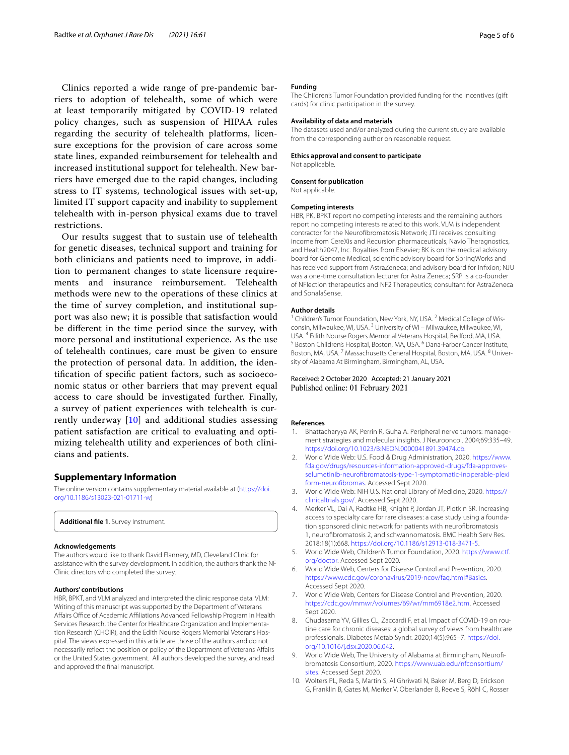Clinics reported a wide range of pre-pandemic barriers to adoption of telehealth, some of which were at least temporarily mitigated by COVID-19 related policy changes, such as suspension of HIPAA rules regarding the security of telehealth platforms, licensure exceptions for the provision of care across some state lines, expanded reimbursement for telehealth and increased institutional support for telehealth. New barriers have emerged due to the rapid changes, including stress to IT systems, technological issues with set-up, limited IT support capacity and inability to supplement telehealth with in-person physical exams due to travel restrictions.

Our results suggest that to sustain use of telehealth for genetic diseases, technical support and training for both clinicians and patients need to improve, in addition to permanent changes to state licensure requirements and insurance reimbursement. Telehealth methods were new to the operations of these clinics at the time of survey completion, and institutional support was also new; it is possible that satisfaction would be different in the time period since the survey, with more personal and institutional experience. As the use of telehealth continues, care must be given to ensure the protection of personal data. In addition, the identification of specific patient factors, such as socioeconomic status or other barriers that may prevent equal access to care should be investigated further. Finally, a survey of patient experiences with telehealth is currently underway [10] and additional studies assessing patient satisfaction are critical to evaluating and optimizing telehealth utility and experiences of both clinicians and patients.

## Supplementary Information

The online version contains supplementary material available at (https://doi.org/10.1186/s13023-021-01711-w)

**Additional file 1**. Survey Instrument.

#### Acknowledgements

The authors would like to thank David Flannery, MD, Cleveland Clinic for assistance with the survey development. In addition, the authors thank the NF Clinic directors who completed the survey.

#### Authors' contributions

HBR, BPKT, and VLM analyzed and interpreted the clinic response data. VLM: Writing of this manuscript was supported by the Department of Veterans Affairs Office of Academic Affiliations Advanced Fellowship Program in Health Services Research, the Center for Healthcare Organization and Implementation Research (CHOIR), and the Edith Nourse Rogers Memorial Veterans Hospital. The views expressed in this article are those of the authors and do not necessarily reflect the position or policy of the Department of Veterans Affairs or the United States government. All authors developed the survey, and read and approved the final manuscript.

#### Funding

The Children's Tumor Foundation provided funding for the incentives (gift cards) for clinic participation in the survey.

#### Availability of data and materials

The datasets used and/or analyzed during the current study are available from the corresponding author on reasonable request.

#### Ethics approval and consent to participate

Not applicable.

#### Consent for publication

Not applicable.

#### Competing interests

HBR, PK, BPKT report no competing interests and the remaining authors report no competing interests related to this work. VLM is independent contractor for the Neurofibromatosis Network; JTJ receives consulting income from CereXis and Recursion pharmaceuticals, Navio Theragnostics, and Health2047, Inc. Royalties from Elsevier; BK is on the medical advisory board for Genome Medical, scientific advisory board for SpringWorks and has received support from AstraZeneca; and advisory board for Infixion; NJU was a one-time consultation lecturer for Astra Zeneca; SRP is a co-founder of NFlection therapeutics and NF2 Therapeutics; consultant for AstraZeneca and SonalaSense.

#### Author details

[1] Children's Tumor Foundation, New York, NY, USA. [2] Medical College of Wisconsin, Milwaukee, WI, USA. [3] University of WI – Milwaukee, Milwaukee, WI, USA. [4] Edith Nourse Rogers Memorial Veterans Hospital, Bedford, MA, USA. [5] Boston Children's Hospital, Boston, MA, USA. [6] Dana-Farber Cancer Institute, Boston, MA, USA. [7] Massachusetts General Hospital, Boston, MA, USA. [8] University of Alabama At Birmingham, Birmingham, AL, USA.

Received: 2 October 2020 Accepted: 21 January 2021
Published online: 01 February 2021

#### References

1. Bhattacharyya AK, Perrin R, Guha A. Peripheral nerve tumors: management strategies and molecular insights. J Neurooncol. 2004;69:335–49. https://doi.org/10.1023/B:NEON.0000041891.39474.cb.
2. World Wide Web: U.S. Food & Drug Administration, 2020. https://www.fda.gov/drugs/resources-information-approved-drugs/fda-approves-selumetinib-neurofibromatosis-type-1-symptomatic-inoperable-plexiform-neurofibromas. Accessed Sept 2020.
3. World Wide Web: NIH U.S. National Library of Medicine, 2020. https://clinicaltrials.gov/. Accessed Sept 2020.
4. Merker VL, Dai A, Radtke HB, Knight P, Jordan JT, Plotkin SR. Increasing access to specialty care for rare diseases: a case study using a foundation sponsored clinic network for patients with neurofibromatosis 1, neurofibromatosis 2, and schwannomatosis. BMC Health Serv Res. 2018;18(1):668. https://doi.org/10.1186/s12913-018-3471-5.
5. World Wide Web, Children's Tumor Foundation, 2020. https://www.ctf.org/doctor. Accessed Sept 2020.
6. World Wide Web, Centers for Disease Control and Prevention, 2020. https://www.cdc.gov/coronavirus/2019-ncov/faq.html#Basics. Accessed Sept 2020.
7. World Wide Web, Centers for Disease Control and Prevention, 2020. https://cdc.gov/mmwr/volumes/69/wr/mm6918e2.htm. Accessed Sept 2020.
8. Chudasama YV, Gillies CL, Zaccardi F, et al. Impact of COVID-19 on routine care for chronic diseases: a global survey of views from healthcare professionals. Diabetes Metab Syndr. 2020;14(5):965–7. https://doi.org/10.1016/j.dsx.2020.06.042.
9. World Wide Web, The University of Alabama at Birmingham, Neurofibromatosis Consortium, 2020. https://www.uab.edu/nfconsortium/sites. Accessed Sept 2020.
10. Wolters PL, Reda S, Martin S, Al Ghriwati N, Baker M, Berg D, Erickson G, Franklin B, Gates M, Merker V, Oberlander B, Reeve S, Röhl C, Rosser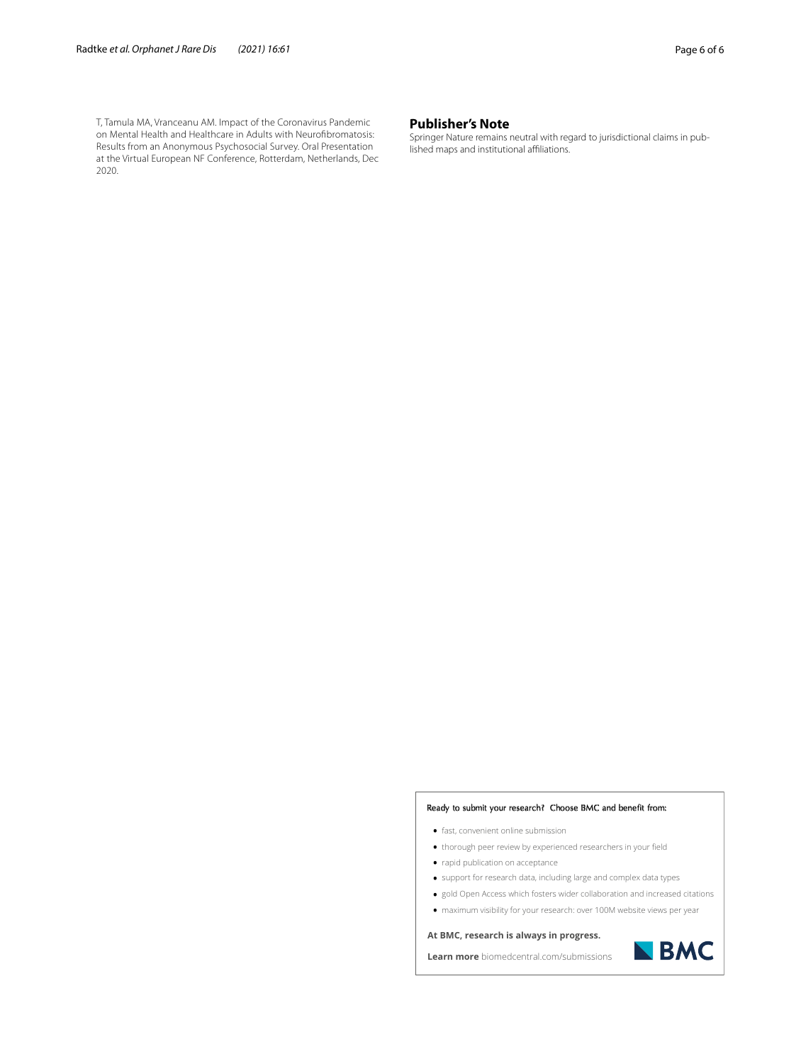T, Tamula MA, Vranceanu AM. Impact of the Coronavirus Pandemic on Mental Health and Healthcare in Adults with Neurofibromatosis: Results from an Anonymous Psychosocial Survey. Oral Presentation at the Virtual European NF Conference, Rotterdam, Netherlands, Dec 2020.

## Publisher's Note

Springer Nature remains neutral with regard to jurisdictional claims in published maps and institutional affiliations.

Ready to submit your research? Choose BMC and benefit from:

- fast, convenient online submission
- thorough peer review by experienced researchers in your field
- rapid publication on acceptance
- support for research data, including large and complex data types
- gold Open Access which fosters wider collaboration and increased citations
- maximum visibility for your research: over 100M website views per year

**At BMC, research is always in progress.**

**Learn more** biomedcentral.com/submissions

BMC